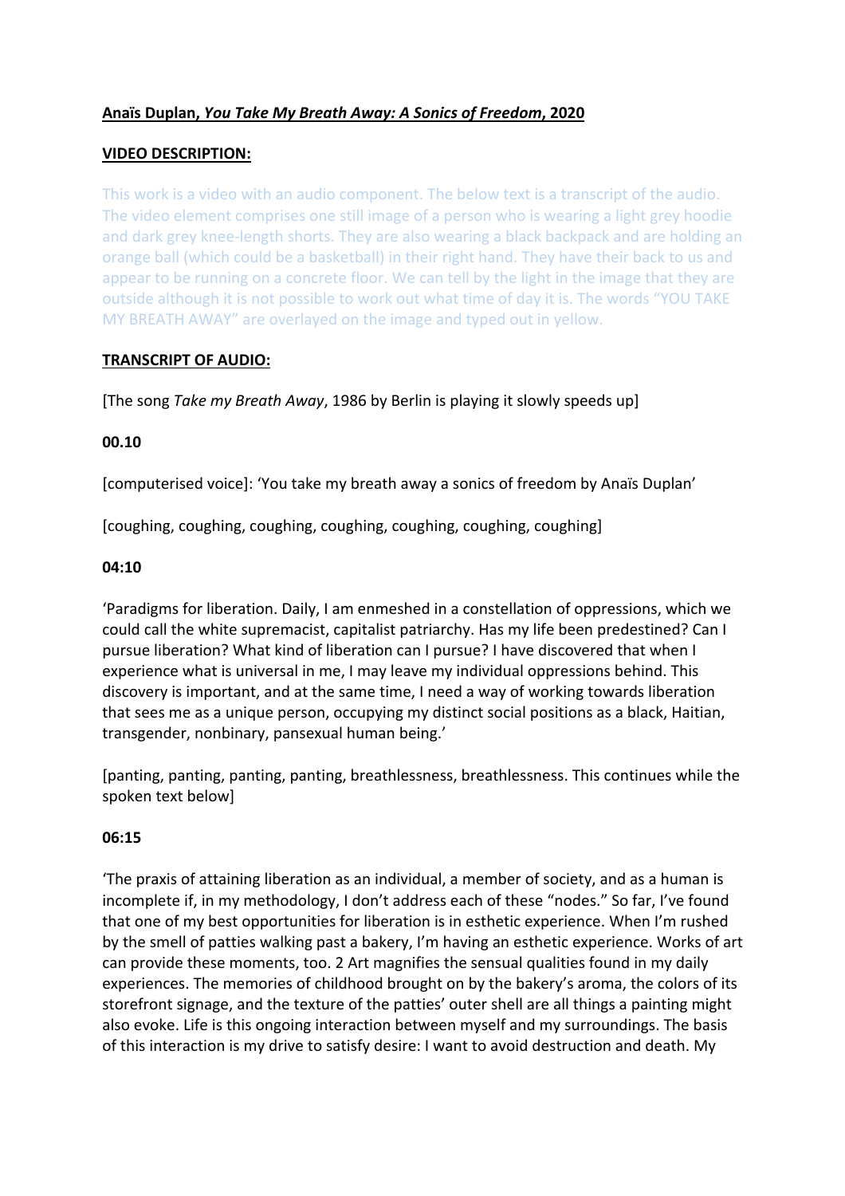**<u>Anaïs Duplan, *You Take My Breath Away: A Sonics of Freedom*, 2020</u>**

**<u>VIDEO DESCRIPTION:</u>**

This work is a video with an audio component. The below text is a transcript of the audio. The video element comprises one still image of a person who is wearing a light grey hoodie and dark grey knee-length shorts. They are also wearing a black backpack and are holding an orange ball (which could be a basketball) in their right hand. They have their back to us and appear to be running on a concrete floor. We can tell by the light in the image that they are outside although it is not possible to work out what time of day it is. The words "YOU TAKE MY BREATH AWAY" are overlayed on the image and typed out in yellow.

**<u>TRANSCRIPT OF AUDIO:</u>**

[The song *Take my Breath Away*, 1986 by Berlin is playing it slowly speeds up]

**00.10**

[computerised voice]: 'You take my breath away a sonics of freedom by Anaïs Duplan'

[coughing, coughing, coughing, coughing, coughing, coughing, coughing]

**04:10**

'Paradigms for liberation. Daily, I am enmeshed in a constellation of oppressions, which we could call the white supremacist, capitalist patriarchy. Has my life been predestined? Can I pursue liberation? What kind of liberation can I pursue? I have discovered that when I experience what is universal in me, I may leave my individual oppressions behind. This discovery is important, and at the same time, I need a way of working towards liberation that sees me as a unique person, occupying my distinct social positions as a black, Haitian, transgender, nonbinary, pansexual human being.'

[panting, panting, panting, panting, breathlessness, breathlessness. This continues while the spoken text below]

**06:15**

'The praxis of attaining liberation as an individual, a member of society, and as a human is incomplete if, in my methodology, I don't address each of these "nodes." So far, I've found that one of my best opportunities for liberation is in esthetic experience. When I'm rushed by the smell of patties walking past a bakery, I'm having an esthetic experience. Works of art can provide these moments, too. 2 Art magnifies the sensual qualities found in my daily experiences. The memories of childhood brought on by the bakery's aroma, the colors of its storefront signage, and the texture of the patties' outer shell are all things a painting might also evoke. Life is this ongoing interaction between myself and my surroundings. The basis of this interaction is my drive to satisfy desire: I want to avoid destruction and death. My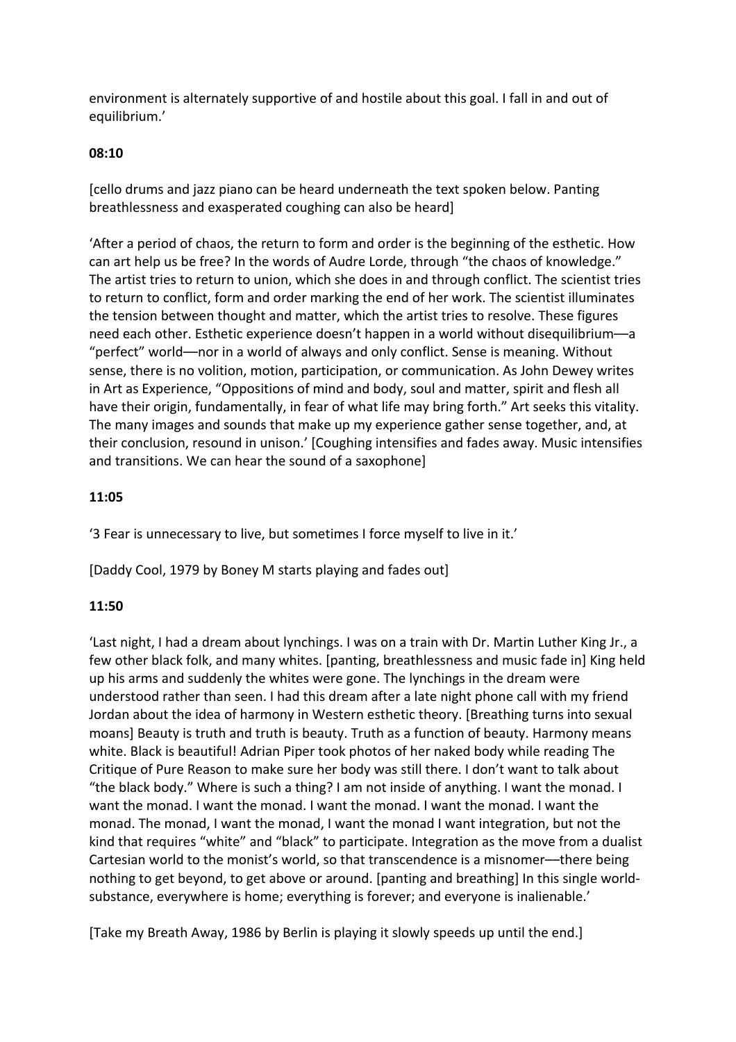environment is alternately supportive of and hostile about this goal. I fall in and out of equilibrium.'

**08:10**

[cello drums and jazz piano can be heard underneath the text spoken below. Panting breathlessness and exasperated coughing can also be heard]

'After a period of chaos, the return to form and order is the beginning of the esthetic. How can art help us be free? In the words of Audre Lorde, through "the chaos of knowledge." The artist tries to return to union, which she does in and through conflict. The scientist tries to return to conflict, form and order marking the end of her work. The scientist illuminates the tension between thought and matter, which the artist tries to resolve. These figures need each other. Esthetic experience doesn't happen in a world without disequilibrium—a "perfect" world—nor in a world of always and only conflict. Sense is meaning. Without sense, there is no volition, motion, participation, or communication. As John Dewey writes in Art as Experience, "Oppositions of mind and body, soul and matter, spirit and flesh all have their origin, fundamentally, in fear of what life may bring forth." Art seeks this vitality. The many images and sounds that make up my experience gather sense together, and, at their conclusion, resound in unison.' [Coughing intensifies and fades away. Music intensifies and transitions. We can hear the sound of a saxophone]

**11:05**

'3 Fear is unnecessary to live, but sometimes I force myself to live in it.'

[Daddy Cool, 1979 by Boney M starts playing and fades out]

**11:50**

'Last night, I had a dream about lynchings. I was on a train with Dr. Martin Luther King Jr., a few other black folk, and many whites. [panting, breathlessness and music fade in] King held up his arms and suddenly the whites were gone. The lynchings in the dream were understood rather than seen. I had this dream after a late night phone call with my friend Jordan about the idea of harmony in Western esthetic theory. [Breathing turns into sexual moans] Beauty is truth and truth is beauty. Truth as a function of beauty. Harmony means white. Black is beautiful! Adrian Piper took photos of her naked body while reading The Critique of Pure Reason to make sure her body was still there. I don't want to talk about "the black body." Where is such a thing? I am not inside of anything. I want the monad. I want the monad. I want the monad. I want the monad. I want the monad. I want the monad. The monad, I want the monad, I want the monad I want integration, but not the kind that requires "white" and "black" to participate. Integration as the move from a dualist Cartesian world to the monist's world, so that transcendence is a misnomer—there being nothing to get beyond, to get above or around. [panting and breathing] In this single world-substance, everywhere is home; everything is forever; and everyone is inalienable.'

[Take my Breath Away, 1986 by Berlin is playing it slowly speeds up until the end.]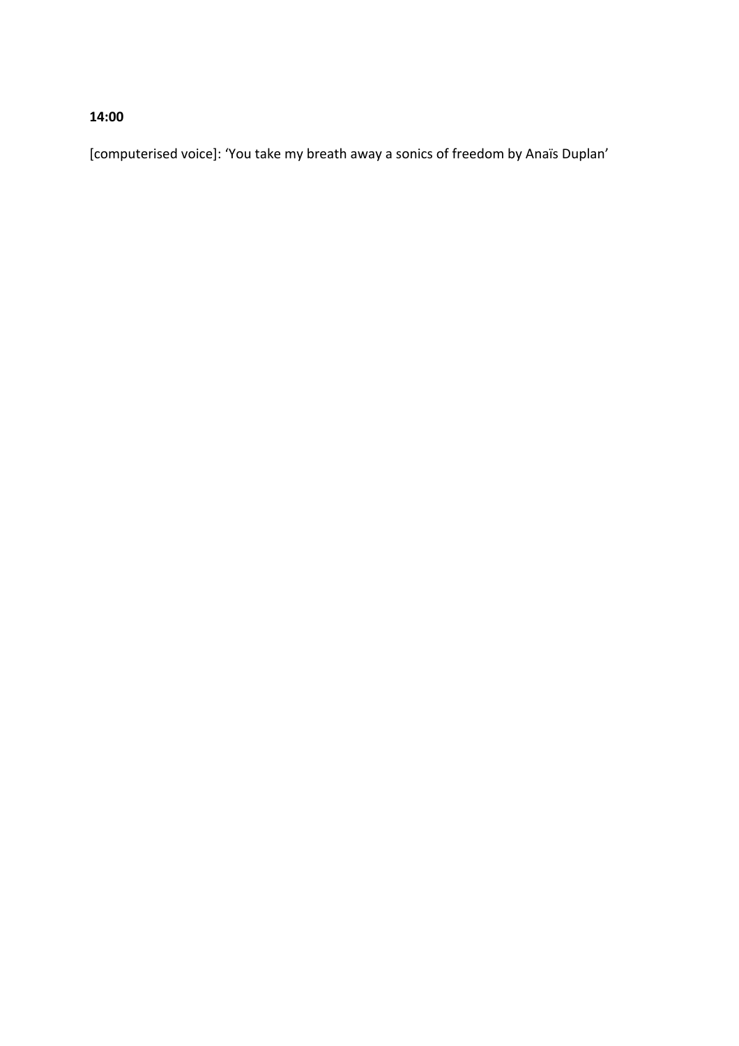**14:00**

[computerised voice]: 'You take my breath away a sonics of freedom by Anaïs Duplan'